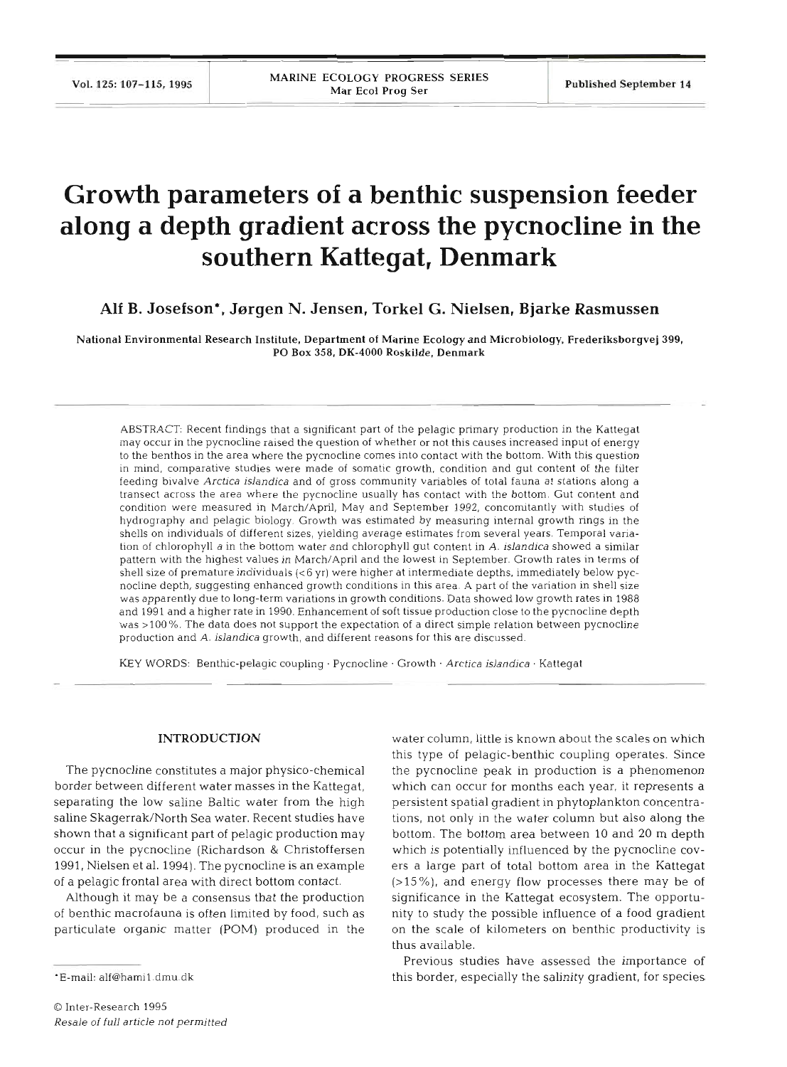# Growth parameters of a benthic suspension feeder along a depth gradient across the pycnocline in the southern Kattegat, Denmark

**Alf B. Josefson\*, Jørgen N. Jensen, Torkel G. Nielsen, Bjarke Rasmussen**

National Environmental Research Institute, Department of Marine Ecology and Microbiology, Frederiksborgvej 399, PO Box 358, DK-4000 Roskilde, Denmark

ABSTRACT: Recent findings that a significant part of the pelagic primary production in the Kattegat may occur in the pycnocline raised the question of whether or not this causes increased input of energy to the benthos in the area where the pycnocline comes into contact with the bottom. With this question in mind, comparative studies were made of somatic growth, condition and gut content of the filter feeding bivalve *Arctica islandica* and of gross community variables of total fauna at stations along a transect across the area where the pycnocline usually has contact with the bottom. Gut content and condition were measured in March/April, May and September 1992, concomitantly with studies of hydrography and pelagic biology. Growth was estimated by measuring internal growth rings in the shells on individuals of different sizes, yielding average estimates from several years. Temporal variation of chlorophyll *a* in the bottom water and chlorophyll gut content in *A. islandica* showed a similar pattern with the highest values in March/April and the lowest in September. Growth rates in terms of shell size of premature individuals (<6 yr) were higher at intermediate depths, immediately below pycnocline depth, suggesting enhanced growth conditions in this area. A part of the variation in shell size was apparently due to long-term variations in growth conditions. Data showed low growth rates in 1988 and 1991 and a higher rate in 1990. Enhancement of soft tissue production close to the pycnocline depth was >100%. The data does not support the expectation of a direct simple relation between pycnocline production and *A. islandica* growth, and different reasons for this are discussed.

KEY WORDS: Benthic-pelagic coupling · Pycnocline · Growth · *Arctica islandica* · Kattegat

## INTRODUCTION

The pycnocline constitutes a major physico-chemical border between different water masses in the Kattegat, separating the low saline Baltic water from the high saline Skagerrak/North Sea water. Recent studies have shown that a significant part of pelagic production may occur in the pycnocline (Richardson & Christoffersen 1991, Nielsen et al. 1994). The pycnocline is an example of a pelagic frontal area with direct bottom contact.

Although it may be a consensus that the production of benthic macrofauna is often limited by food, such as particulate organic matter (POM) produced in the water column, little is known about the scales on which this type of pelagic-benthic coupling operates. Since the pycnocline peak in production is a phenomenon which can occur for months each year, it represents a persistent spatial gradient in phytoplankton concentrations, not only in the water column but also along the bottom. The bottom area between 10 and 20 m depth which is potentially influenced by the pycnocline covers a large part of total bottom area in the Kattegat (>15%), and energy flow processes there may be of significance in the Kattegat ecosystem. The opportunity to study the possible influence of a food gradient on the scale of kilometers on benthic productivity is thus available.

Previous studies have assessed the importance of this border, especially the salinity gradient, for species

\*E-mail: alf@hami1.dmu.dk

© Inter-Research 1995
*Resale of full article not permitted*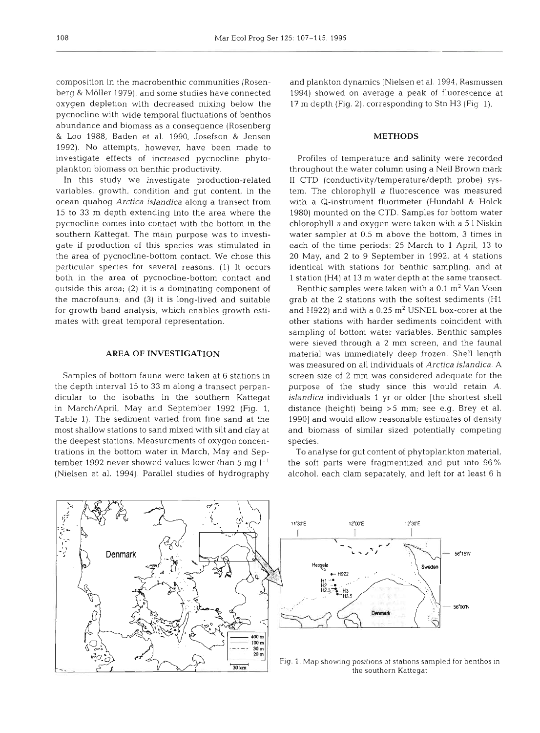composition in the macrobenthic communities (Rosenberg & Möller 1979), and some studies have connected oxygen depletion with decreased mixing below the pycnocline with wide temporal fluctuations of benthos abundance and biomass as a consequence (Rosenberg & Loo 1988, Baden et al. 1990, Josefson & Jensen 1992). No attempts, however, have been made to investigate effects of increased pycnocline phytoplankton biomass on benthic productivity.

In this study we investigate production-related variables, growth, condition and gut content, in the ocean quahog *Arctica islandica* along a transect from 15 to 33 m depth extending into the area where the pycnocline comes into contact with the bottom in the southern Kattegat. The main purpose was to investigate if production of this species was stimulated in the area of pycnocline-bottom contact. We chose this particular species for several reasons. (1) It occurs both in the area of pycnocline-bottom contact and outside this area; (2) it is a dominating component of the macrofauna; and (3) it is long-lived and suitable for growth band analysis, which enables growth estimates with great temporal representation.

## AREA OF INVESTIGATION

Samples of bottom fauna were taken at 6 stations in the depth interval 15 to 33 m along a transect perpendicular to the isobaths in the southern Kattegat in March/April, May and September 1992 (Fig. 1, Table 1). The sediment varied from fine sand at the most shallow stations to sand mixed with silt and clay at the deepest stations. Measurements of oxygen concentrations in the bottom water in March, May and September 1992 never showed values lower (than 5 mg $l^{-1}$ (Nielsen et al. 1994). Parallel studies of hydrography and plankton dynamics (Nielsen et al. 1994, Rasmussen 1994) showed on average a peak of fluorescence at 17 m depth (Fig. 2), corresponding to Stn H3 (Fig. 1).

## METHODS

Profiles of temperature and salinity were recorded throughout the water column using a Neil Brown mark II CTD (conductivity/temperature/depth probe) system. The chlorophyll *a* fluorescence was measured with a Q-instrument fluorimeter (Hundahl & Holck 1980) mounted on the CTD. Samples for bottom water chlorophyll *a* and oxygen were taken with a 5 l Niskin water sampler at 0.5 m above the bottom, 3 times in each of the time periods: 25 March to 1 April, 13 to 20 May, and 2 to 9 September in 1992, at 4 stations identical with stations for benthic sampling, and at 1 station (H4) at 13 m water depth at the same transect.

Benthic samples were taken with a 0.1 $m^2$ Van Veen grab at the 2 stations with the softest sediments (H1 and H922) and with a 0.25 $m^2$ USNEL box-corer at the other stations with harder sediments coincident with sampling of bottom water variables. Benthic samples were sieved through a 2 mm screen, and the faunal material was immediately deep frozen. Shell length was measured on all individuals of *Arctica islandica*. A screen size of 2 mm was considered adequate for the purpose of the study since this would retain *A. islandica* individuals 1 yr or older [the shortest shell distance (height) being >5 mm; see e.g. Brey et al. 1990] and would allow reasonable estimates of density and biomass of similar sized potentially competing species.

To analyse for gut content of phytoplankton material, the soft parts were fragmentized and put into 96% alcohol, each clam separately, and left for at least 6 h

Fig. 1. Map showing positions of stations sampled for benthos in the southern Kattegat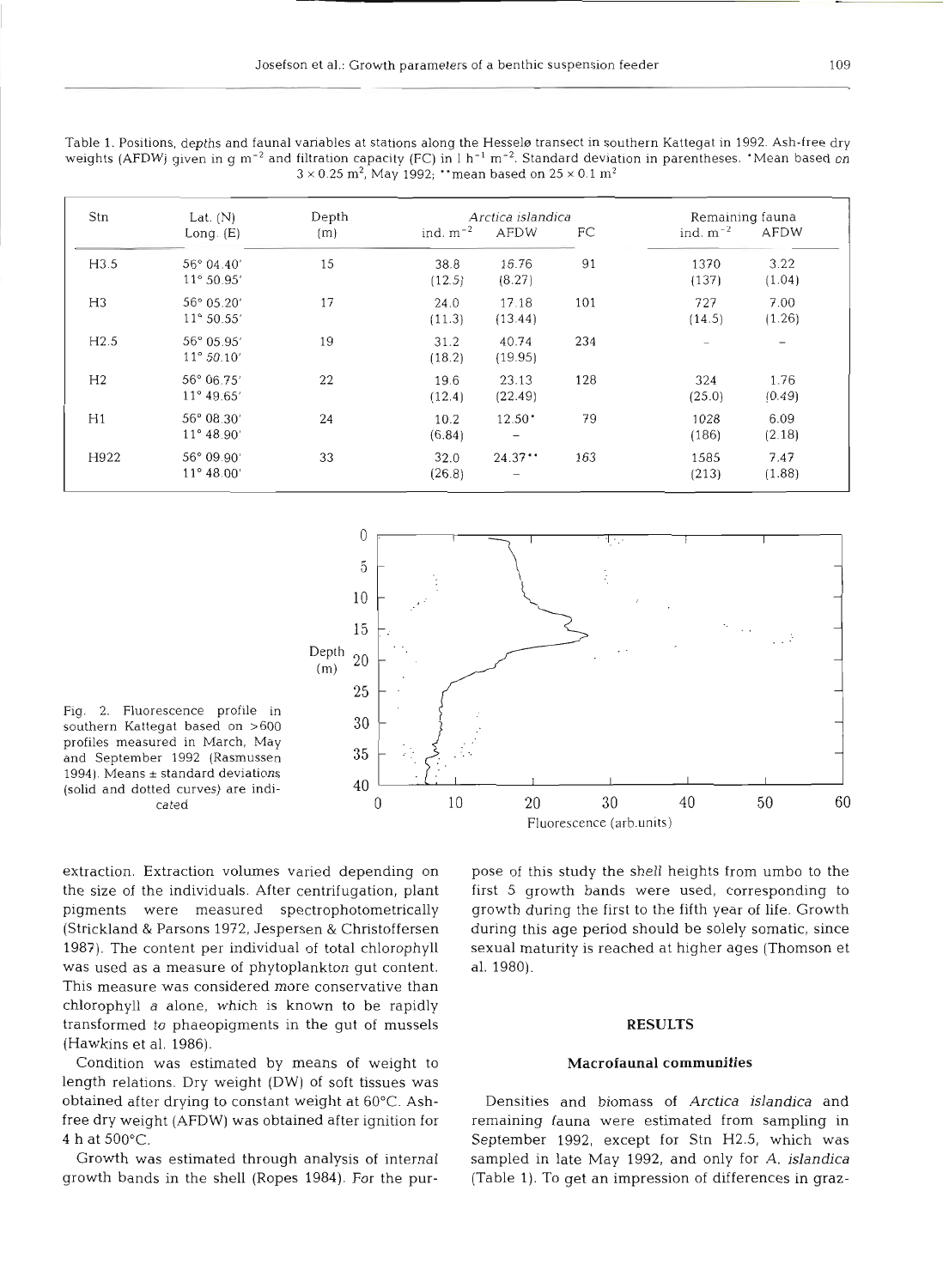Table 1. Positions, depths and faunal variables at stations along the Hesselø transect in southern Kattegat in 1992. Ash-free dry weights (AFDW) given in g $m^{-2}$ and filtration capacity (FC) in l $h^{-1}$ $m^{-2}$. Standard deviation in parentheses. *Mean based on $3 \times 0.25$ $m^2$, May 1992; **mean based on $25 \times 0.1$ $m^2$

| Stn | Lat. (N) Long. (E) | Depth (m) | *Arctica islandica* | | | Remaining fauna | |
|---|---|---|---|---|---|---|---|
| | | | ind. $m^{-2}$ | AFDW | FC | ind. $m^{-2}$ | AFDW |
| H3.5 | 56° 04.40' 11° 50.95' | 15 | 38.8 (12.5) | 16.76 (8.27) | 91 | 1370 (137) | 3.22 (1.04) |
| H3 | 56° 05.20' 11° 50.55' | 17 | 24.0 (11.3) | 17.18 (13.44) | 101 | 727 (14.5) | 7.00 (1.26) |
| H2.5 | 56° 05.95' 11° 50.10' | 19 | 31.2 (18.2) | 40.74 (19.95) | 234 | – | – |
| H2 | 56° 06.75' 11° 49.65' | 22 | 19.6 (12.4) | 23.13 (22.49) | 128 | 324 (25.0) | 1.76 (0.49) |
| H1 | 56° 08.30' 11° 48.90' | 24 | 10.2 (6.84) | 12.50* – | 79 | 1028 (186) | 6.09 (2.18) |
| H922 | 56° 09.90' 11° 48.00' | 33 | 32.0 (26.8) | 24.37** – | 163 | 1585 (213) | 7.47 (1.88) |

Fig. 2. Fluorescence profile in southern Kattegat based on >600 profiles measured in March, May and September 1992 (Rasmussen 1994). Means ± standard deviations (solid and dotted curves) are indicated

extraction. Extraction volumes varied depending on the size of the individuals. After centrifugation, plant pigments were measured spectrophotometrically (Strickland & Parsons 1972, Jespersen & Christoffersen 1987). The content per individual of total chlorophyll was used as a measure of phytoplankton gut content. This measure was considered more conservative than chlorophyll *a* alone, which is known to be rapidly transformed to phaeopigments in the gut of mussels (Hawkins et al. 1986).

Condition was estimated by means of weight to length relations. Dry weight (DW) of soft tissues was obtained after drying to constant weight at 60°C. Ash-free dry weight (AFDW) was obtained after ignition for 4 h at 500°C.

Growth was estimated through analysis of internal growth bands in the shell (Ropes 1984). For the purpose of this study the shell heights from umbo to the first 5 growth bands were used, corresponding to growth during the first to the fifth year of life. Growth during this age period should be solely somatic, since sexual maturity is reached at higher ages (Thomson et al. 1980).

## RESULTS

### Macrofaunal communities

Densities and biomass of *Arctica islandica* and remaining fauna were estimated from sampling in September 1992, except for Stn H2.5, which was sampled in late May 1992, and only for *A. islandica* (Table 1). To get an impression of differences in graz-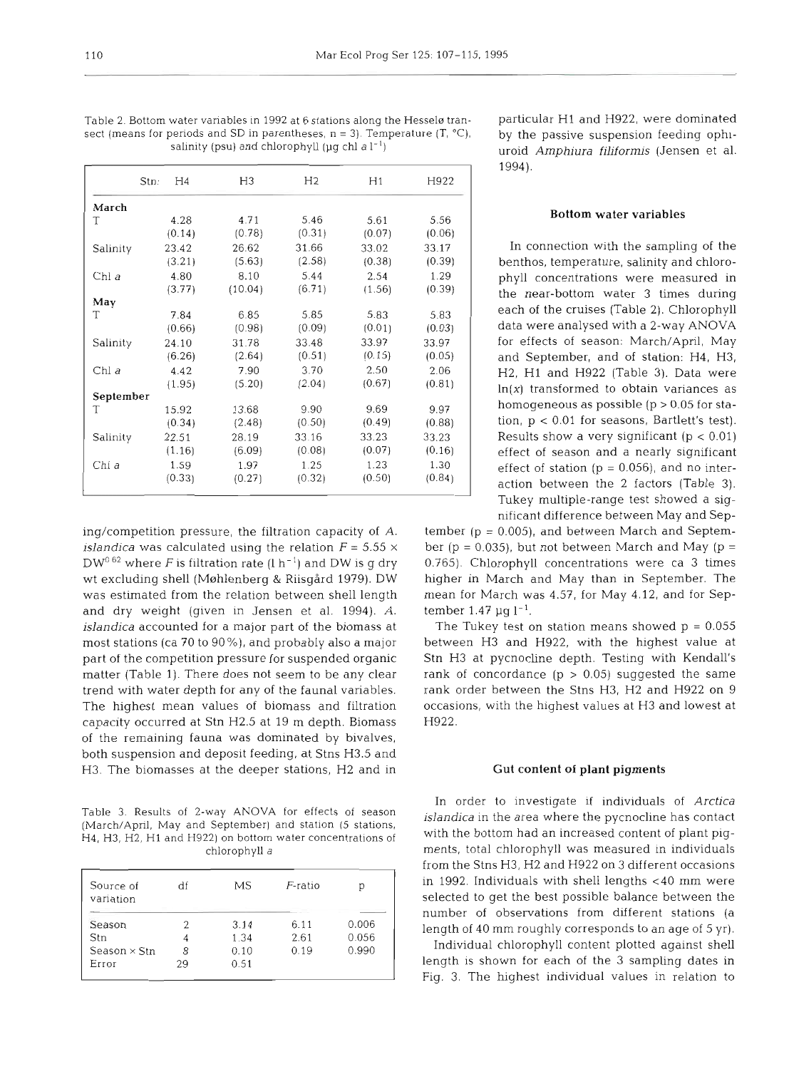Table 2. Bottom water variables in 1992 at 6 stations along the Hesselø transect (means for periods and SD in parentheses, n = 3). Temperature (T, °C), salinity (psu) and chlorophyll (µg chl $a$ $l^{-1}$)

| Stn: | H4 | H3 | H2 | H1 | H922 |
|---|---|---|---|---|---|
| **March** | | | | | |
| T | 4.28 | 4.71 | 5.46 | 5.61 | 5.56 |
| | (0.14) | (0.78) | (0.31) | (0.07) | (0.06) |
| Salinity | 23.42 | 26.62 | 31.66 | 33.02 | 33.17 |
| | (3.21) | (5.63) | (2.58) | (0.38) | (0.39) |
| Chl $a$ | 4.80 | 8.10 | 5.44 | 2.54 | 1.29 |
| | (3.77) | (10.04) | (6.71) | (1.56) | (0.39) |
| **May** | | | | | |
| T | 7.84 | 6.85 | 5.85 | 5.83 | 5.83 |
| | (0.66) | (0.98) | (0.09) | (0.01) | (0.03) |
| Salinity | 24.10 | 31.78 | 33.48 | 33.97 | 33.97 |
| | (6.26) | (2.64) | (0.51) | (0.15) | (0.05) |
| Chl $a$ | 4.42 | 7.90 | 3.70 | 2.50 | 2.06 |
| | (1.95) | (5.20) | (2.04) | (0.67) | (0.81) |
| **September** | | | | | |
| T | 15.92 | 13.68 | 9.90 | 9.69 | 9.97 |
| | (0.34) | (2.48) | (0.50) | (0.49) | (0.88) |
| Salinity | 22.51 | 28.19 | 33.16 | 33.23 | 33.23 |
| | (1.16) | (6.09) | (0.08) | (0.07) | (0.16) |
| Chl $a$ | 1.59 | 1.97 | 1.25 | 1.23 | 1.30 |
| | (0.33) | (0.27) | (0.32) | (0.50) | (0.84) |

ing/competition pressure, the filtration capacity of *A. islandica* was calculated using the relation $F = 5.55 \times DW^{0.62}$ where $F$ is filtration rate (l $h^{-1}$) and DW is g dry wt excluding shell (Møhlenberg & Riisgård 1979). DW was estimated from the relation between shell length and dry weight (given in Jensen et al. 1994). *A. islandica* accounted for a major part of the biomass at most stations (ca 70 to 90%), and probably also a major part of the competition pressure for suspended organic matter (Table 1). There does not seem to be any clear trend with water depth for any of the faunal variables. The highest mean values of biomass and filtration capacity occurred at Stn H2.5 at 19 m depth. Biomass of the remaining fauna was dominated by bivalves, both suspension and deposit feeding, at Stns H3.5 and H3. The biomasses at the deeper stations, H2 and in particular H1 and H922, were dominated by the passive suspension feeding ophiuroid *Amphiura filiformis* (Jensen et al. 1994).

Table 3. Results of 2-way ANOVA for effects of season (March/April, May and September) and station (5 stations, H4, H3, H2, H1 and H922) on bottom water concentrations of chlorophyll $a$

| Source of variation | df | MS | $F$-ratio | p |
|---|---|---|---|---|
| Season | 2 | 3.14 | 6.11 | 0.006 |
| Stn | 4 | 1.34 | 2.61 | 0.056 |
| Season × Stn | 8 | 0.10 | 0.19 | 0.990 |
| Error | 29 | 0.51 | | |

### Bottom water variables

In connection with the sampling of the benthos, temperature, salinity and chlorophyll concentrations were measured in the near-bottom water 3 times during each of the cruises (Table 2). Chlorophyll data were analysed with a 2-way ANOVA for effects of season: March/April, May and September, and of station: H4, H3, H2, H1 and H922 (Table 3). Data were $\ln(x)$ transformed to obtain variances as homogeneous as possible ($p > 0.05$ for station, $p < 0.01$ for seasons, Bartlett's test). Results show a very significant ($p < 0.01$) effect of season and a nearly significant effect of station ($p = 0.056$), and no interaction between the 2 factors (Table 3). Tukey multiple-range test showed a significant difference between May and September ($p = 0.005$), and between March and September ($p = 0.035$), but not between March and May ($p = 0.765$). Chlorophyll concentrations were ca 3 times higher in March and May than in September. The mean for March was 4.57, for May 4.12, and for September 1.47 µg $l^{-1}$.

The Tukey test on station means showed $p = 0.055$ between H3 and H922, with the highest value at Stn H3 at pycnocline depth. Testing with Kendall's rank of concordance ($p > 0.05$) suggested the same rank order between the Stns H3, H2 and H922 on 9 occasions, with the highest values at H3 and lowest at H922.

### Gut content of plant pigments

In order to investigate if individuals of *Arctica islandica* in the area where the pycnocline has contact with the bottom had an increased content of plant pigments, total chlorophyll was measured in individuals from the Stns H3, H2 and H922 on 3 different occasions in 1992. Individuals with shell lengths <40 mm were selected to get the best possible balance between the number of observations from different stations (a length of 40 mm roughly corresponds to an age of 5 yr).

Individual chlorophyll content plotted against shell length is shown for each of the 3 sampling dates in Fig. 3. The highest individual values in relation to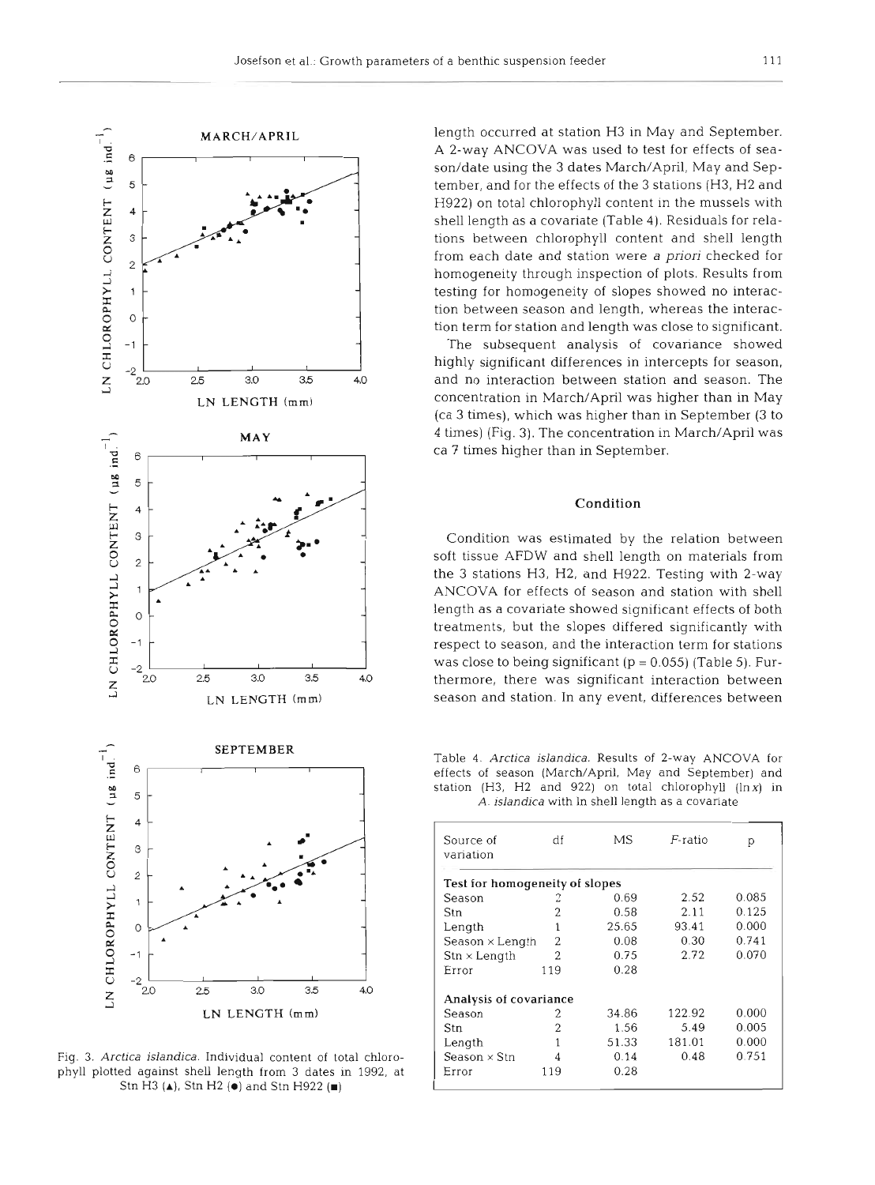length occurred at station H3 in May and September. A 2-way ANCOVA was used to test for effects of season/date using the 3 dates March/April, May and September, and for the effects of the 3 stations (H3, H2 and H922) on total chlorophyll content in the mussels with shell length as a covariate (Table 4). Residuals for relations between chlorophyll content and shell length from each date and station were *a priori* checked for homogeneity through inspection of plots. Results from testing for homogeneity of slopes showed no interaction between season and length, whereas the interaction term for station and length was close to significant.

The subsequent analysis of covariance showed highly significant differences in intercepts for season, and no interaction between station and season. The concentration in March/April was higher than in May (ca 3 times), which was higher than in September (3 to 4 times) (Fig. 3). The concentration in March/April was ca 7 times higher than in September.

Fig. 3. *Arctica islandica*. Individual content of total chlorophyll plotted against shell length from 3 dates in 1992, at Stn H3 (▲), Stn H2 (●) and Stn H922 (■)

## Condition

Condition was estimated by the relation between soft tissue AFDW and shell length on materials from the 3 stations H3, H2, and H922. Testing with 2-way ANCOVA for effects of season and station with shell length as a covariate showed significant effects of both treatments, but the slopes differed significantly with respect to season, and the interaction term for stations was close to being significant ($p = 0.055$) (Table 5). Furthermore, there was significant interaction between season and station. In any event, differences between

Table 4. *Arctica islandica*. Results of 2-way ANCOVA for effects of season (March/April, May and September) and station (H3, H2 and 922) on total chlorophyll ($\ln x$) in *A. islandica* with ln shell length as a covariate

| Source of variation | df | MS | $F$-ratio | p |
|---|---|---|---|---|
| **Test for homogeneity of slopes** | | | | |
| Season | 2 | 0.69 | 2.52 | 0.085 |
| Stn | 2 | 0.58 | 2.11 | 0.125 |
| Length | 1 | 25.65 | 93.41 | 0.000 |
| Season × Length | 2 | 0.08 | 0.30 | 0.741 |
| Stn × Length | 2 | 0.75 | 2.72 | 0.070 |
| Error | 119 | 0.28 | | |
| **Analysis of covariance** | | | | |
| Season | 2 | 34.86 | 122.92 | 0.000 |
| Stn | 2 | 1.56 | 5.49 | 0.005 |
| Length | 1 | 51.33 | 181.01 | 0.000 |
| Season × Stn | 4 | 0.14 | 0.48 | 0.751 |
| Error | 119 | 0.28 | | |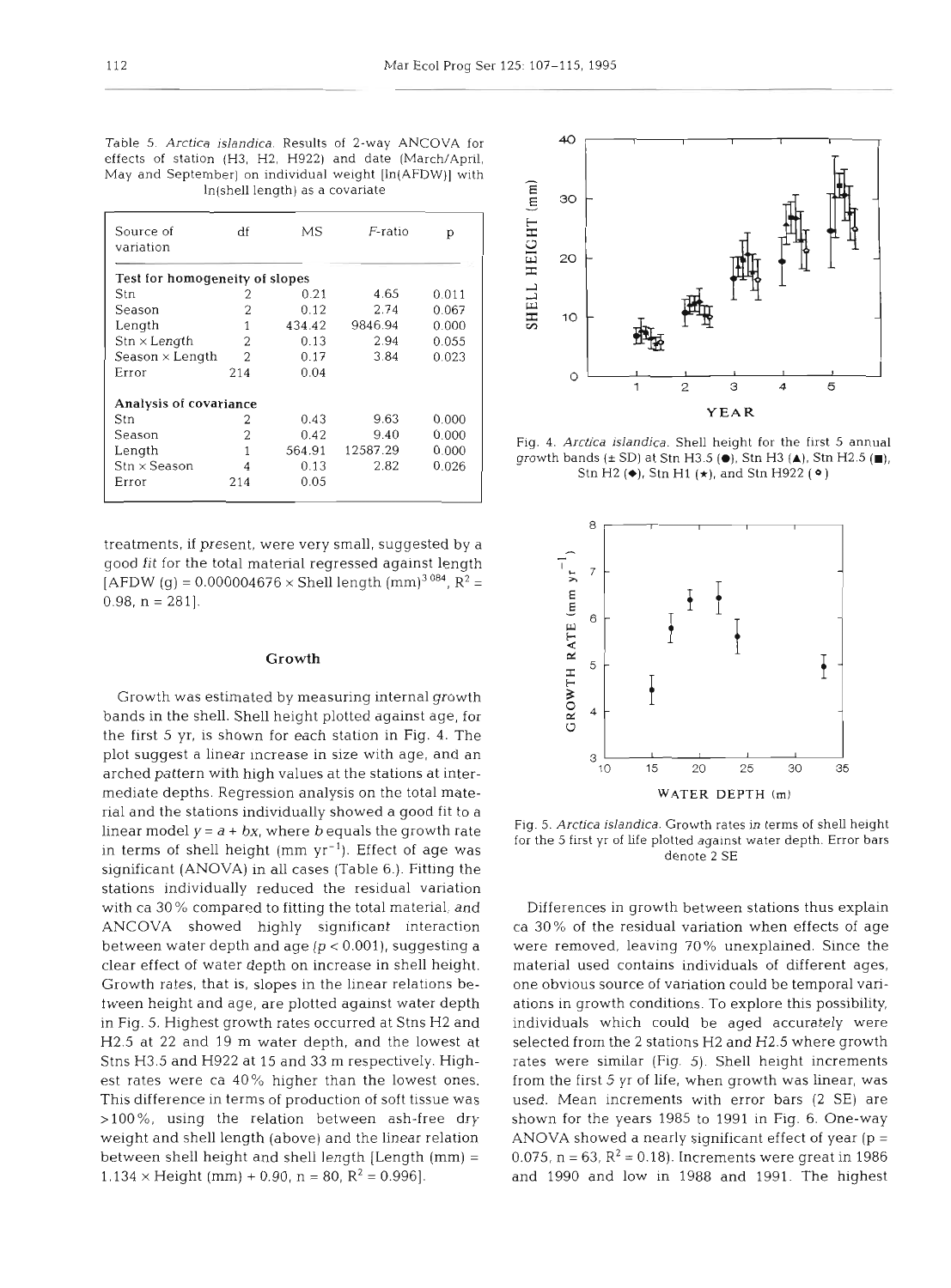Table 5. *Arctica islandica*. Results of 2-way ANCOVA for effects of station (H3, H2, H922) and date (March/April, May and September) on individual weight [ln(AFDW)] with ln(shell length) as a covariate

| Source of variation | df | MS | F-ratio | p |
|---|---|---|---|---|
| **Test for homogeneity of slopes** | | | | |
| Stn | 2 | 0.21 | 4.65 | 0.011 |
| Season | 2 | 0.12 | 2.74 | 0.067 |
| Length | 1 | 434.42 | 9846.94 | 0.000 |
| Stn × Length | 2 | 0.13 | 2.94 | 0.055 |
| Season × Length | 2 | 0.17 | 3.84 | 0.023 |
| Error | 214 | 0.04 | | |
| **Analysis of covariance** | | | | |
| Stn | 2 | 0.43 | 9.63 | 0.000 |
| Season | 2 | 0.42 | 9.40 | 0.000 |
| Length | 1 | 564.91 | 12587.29 | 0.000 |
| Stn × Season | 4 | 0.13 | 2.82 | 0.026 |
| Error | 214 | 0.05 | | |

treatments, if present, were very small, suggested by a good fit for the total material regressed against length [AFDW (g) = $0.000004676 \times$ Shell length (mm)$^{3.084}$, $R^2 = 0.98$, $n = 281$].

## Growth

Growth was estimated by measuring internal growth bands in the shell. Shell height plotted against age, for the first 5 yr, is shown for each station in Fig. 4. The plot suggest a linear increase in size with age, and an arched pattern with high values at the stations at intermediate depths. Regression analysis on the total material and the stations individually showed a good fit to a linear model $y = a + bx$, where $b$ equals the growth rate in terms of shell height (mm yr$^{-1}$). Effect of age was significant (ANOVA) in all cases (Table 6.). Fitting the stations individually reduced the residual variation with ca 30% compared to fitting the total material, and ANCOVA showed highly significant interaction between water depth and age ($p < 0.001$), suggesting a clear effect of water depth on increase in shell height. Growth rates, that is, slopes in the linear relations between height and age, are plotted against water depth in Fig. 5. Highest growth rates occurred at Stns H2 and H2.5 at 22 and 19 m water depth, and the lowest at Stns H3.5 and H922 at 15 and 33 m respectively. Highest rates were ca 40% higher than the lowest ones. This difference in terms of production of soft tissue was >100%, using the relation between ash-free dry weight and shell length (above) and the linear relation between shell height and shell length [Length (mm) = $1.134 \times$ Height (mm) + 0.90, $n = 80$, $R^2 = 0.996$].

Fig. 4. *Arctica islandica*. Shell height for the first 5 annual growth bands (± SD) at Stn H3.5 (●), Stn H3 (▲), Stn H2.5 (■), Stn H2 (◆), Stn H1 (★), and Stn H922 (⊙)

Fig. 5. *Arctica islandica*. Growth rates in terms of shell height for the 5 first yr of life plotted against water depth. Error bars denote 2 SE

Differences in growth between stations thus explain ca 30% of the residual variation when effects of age were removed, leaving 70% unexplained. Since the material used contains individuals of different ages, one obvious source of variation could be temporal variations in growth conditions. To explore this possibility, individuals which could be aged accurately were selected from the 2 stations H2 and H2.5 where growth rates were similar (Fig. 5). Shell height increments from the first 5 yr of life, when growth was linear, was used. Mean increments with error bars (2 SE) are shown for the years 1985 to 1991 in Fig. 6. One-way ANOVA showed a nearly significant effect of year ($p = 0.075$, $n = 63$, $R^2 = 0.18$). Increments were great in 1986 and 1990 and low in 1988 and 1991. The highest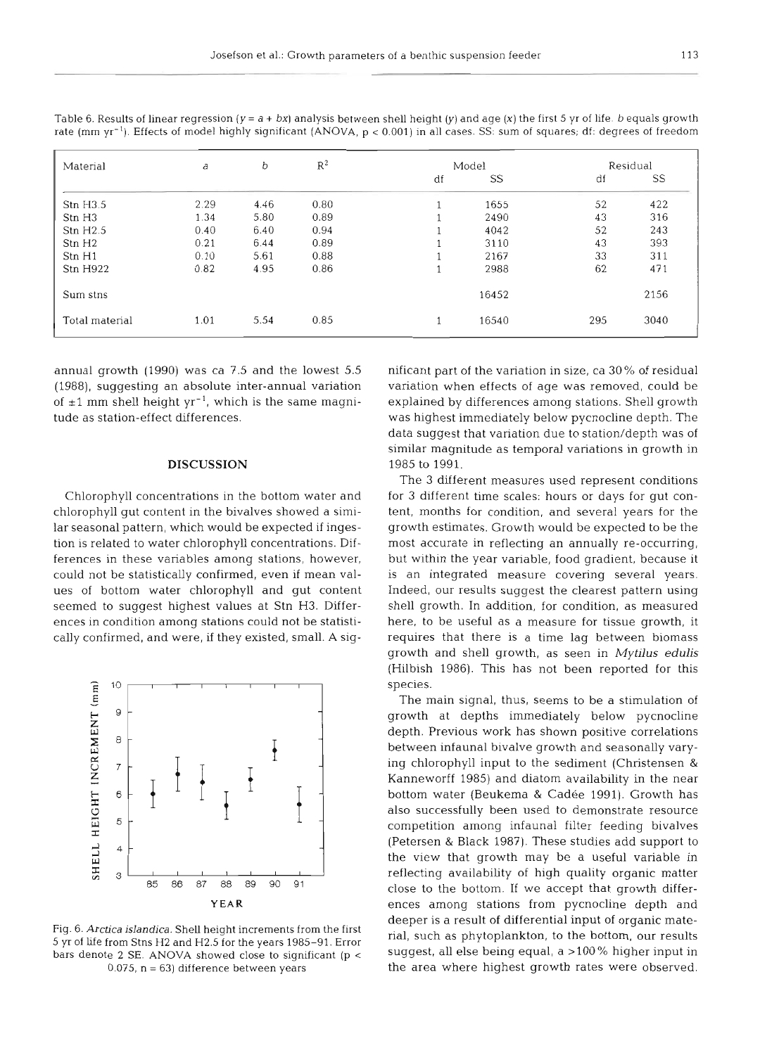Table 6. Results of linear regression ($y = a + bx$) analysis between shell height ($y$) and age ($x$) the first 5 yr of life. $b$ equals growth rate (mm $yr^{-1}$). Effects of model highly significant (ANOVA, $p < 0.001$) in all cases. SS: sum of squares; df: degrees of freedom

| Material | $a$ | $b$ | $R^2$ | Model | | Residual | |
|---|---|---|---|---|---|---|---|
| | | | | df | SS | df | SS |
| Stn H3.5 | 2.29 | 4.46 | 0.80 | 1 | 1655 | 52 | 422 |
| Stn H3 | 1.34 | 5.80 | 0.89 | 1 | 2490 | 43 | 316 |
| Stn H2.5 | 0.40 | 6.40 | 0.94 | 1 | 4042 | 52 | 243 |
| Stn H2 | 0.21 | 6.44 | 0.89 | 1 | 3110 | 43 | 393 |
| Stn H1 | 0.10 | 5.61 | 0.88 | 1 | 2167 | 33 | 311 |
| Stn H922 | 0.82 | 4.95 | 0.86 | 1 | 2988 | 62 | 471 |
| Sum stns | | | | | 16452 | | 2156 |
| Total material | 1.01 | 5.54 | 0.85 | 1 | 16540 | 295 | 3040 |

annual growth (1990) was ca 7.5 and the lowest 5.5 (1988), suggesting an absolute inter-annual variation of ±1 mm shell height $yr^{-1}$, which is the same magnitude as station-effect differences.

## DISCUSSION

Chlorophyll concentrations in the bottom water and chlorophyll gut content in the bivalves showed a similar seasonal pattern, which would be expected if ingestion is related to water chlorophyll concentrations. Differences in these variables among stations, however, could not be statistically confirmed, even if mean values of bottom water chlorophyll and gut content seemed to suggest highest values at Stn H3. Differences in condition among stations could not be statistically confirmed, and were, if they existed, small. A significant part of the variation in size, ca 30% of residual variation when effects of age was removed, could be explained by differences among stations. Shell growth was highest immediately below pycnocline depth. The data suggest that variation due to station/depth was of similar magnitude as temporal variations in growth in 1985 to 1991.

Fig. 6. *Arctica islandica*. Shell height increments from the first 5 yr of life from Stns H2 and H2.5 for the years 1985–91. Error bars denote 2 SE. ANOVA showed close to significant ($p < 0.075$, $n = 63$) difference between years

The 3 different measures used represent conditions for 3 different time scales: hours or days for gut content, months for condition, and several years for the growth estimates. Growth would be expected to be the most accurate in reflecting an annually re-occurring, but within the year variable, food gradient, because it is an integrated measure covering several years. Indeed, our results suggest the clearest pattern using shell growth. In addition, for condition, as measured here, to be useful as a measure for tissue growth, it requires that there is a time lag between biomass growth and shell growth, as seen in *Mytilus edulis* (Hilbish 1986). This has not been reported for this species.

The main signal, thus, seems to be a stimulation of growth at depths immediately below pycnocline depth. Previous work has shown positive correlations between infaunal bivalve growth and seasonally varying chlorophyll input to the sediment (Christensen & Kanneworff 1985) and diatom availability in the near bottom water (Beukema & Cadée 1991). Growth has also successfully been used to demonstrate resource competition among infaunal filter feeding bivalves (Petersen & Black 1987). These studies add support to the view that growth may be a useful variable in reflecting availability of high quality organic matter close to the bottom. If we accept that growth differences among stations from pycnocline depth and deeper is a result of differential input of organic material, such as phytoplankton, to the bottom, our results suggest, all else being equal, a >100% higher input in the area where highest growth rates were observed.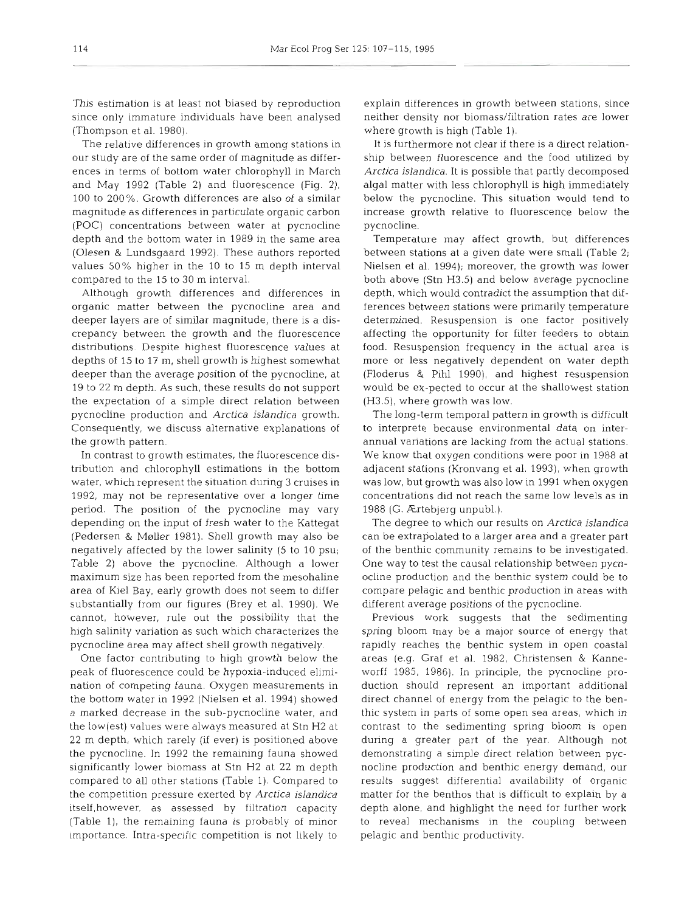This estimation is at least not biased by reproduction since only immature individuals have been analysed (Thompson et al. 1980).

The relative differences in growth among stations in our study are of the same order of magnitude as differences in terms of bottom water chlorophyll in March and May 1992 (Table 2) and fluorescence (Fig. 2), 100 to 200%. Growth differences are also of a similar magnitude as differences in particulate organic carbon (POC) concentrations between water at pycnocline depth and the bottom water in 1989 in the same area (Olesen & Lundsgaard 1992). These authors reported values 50% higher in the 10 to 15 m depth interval compared to the 15 to 30 m interval.

Although growth differences and differences in organic matter between the pycnocline area and deeper layers are of similar magnitude, there is a discrepancy between the growth and the fluorescence distributions. Despite highest fluorescence values at depths of 15 to 17 m, shell growth is highest somewhat deeper than the average position of the pycnocline, at 19 to 22 m depth. As such, these results do not support the expectation of a simple direct relation between pycnocline production and *Arctica islandica* growth. Consequently, we discuss alternative explanations of the growth pattern.

In contrast to growth estimates, the fluorescence distribution and chlorophyll estimations in the bottom water, which represent the situation during 3 cruises in 1992, may not be representative over a longer time period. The position of the pycnocline may vary depending on the input of fresh water to the Kattegat (Pedersen & Møller 1981). Shell growth may also be negatively affected by the lower salinity (5 to 10 psu; Table 2) above the pycnocline. Although a lower maximum size has been reported from the mesohaline area of Kiel Bay, early growth does not seem to differ substantially from our figures (Brey et al. 1990). We cannot, however, rule out the possibility that the high salinity variation as such which characterizes the pycnocline area may affect shell growth negatively.

One factor contributing to high growth below the peak of fluorescence could be hypoxia-induced elimination of competing fauna. Oxygen measurements in the bottom water in 1992 (Nielsen et al. 1994) showed a marked decrease in the sub-pycnocline water, and the low(est) values were always measured at Stn H2 at 22 m depth, which rarely (if ever) is positioned above the pycnocline. In 1992 the remaining fauna showed significantly lower biomass at Stn H2 at 22 m depth compared to all other stations (Table 1). Compared to the competition pressure exerted by *Arctica islandica* itself,however, as assessed by filtration capacity (Table 1), the remaining fauna is probably of minor importance. Intra-specific competition is not likely to explain differences in growth between stations, since neither density nor biomass/filtration rates are lower where growth is high (Table 1).

It is furthermore not clear if there is a direct relationship between fluorescence and the food utilized by *Arctica islandica*. It is possible that partly decomposed algal matter with less chlorophyll is high immediately below the pycnocline. This situation would tend to increase growth relative to fluorescence below the pycnocline.

Temperature may affect growth, but differences between stations at a given date were small (Table 2; Nielsen et al. 1994); moreover, the growth was lower both above (Stn H3.5) and below average pycnocline depth, which would contradict the assumption that differences between stations were primarily temperature determined. Resuspension is one factor positively affecting the opportunity for filter feeders to obtain food. Resuspension frequency in the actual area is more or less negatively dependent on water depth (Floderus & Pihl 1990), and highest resuspension would be ex-pected to occur at the shallowest station (H3.5), where growth was low.

The long-term temporal pattern in growth is difficult to interpret because environmental data on inter-annual variations are lacking from the actual stations. We know that oxygen conditions were poor in 1988 at adjacent stations (Kronvang et al. 1993), when growth was low, but growth was also low in 1991 when oxygen concentrations did not reach the same low levels as in 1988 (G. Ærtebjerg unpubl.).

The degree to which our results on *Arctica islandica* can be extrapolated to a larger area and a greater part of the benthic community remains to be investigated. One way to test the causal relationship between pycnocline production and the benthic system could be to compare pelagic and benthic production in areas with different average positions of the pycnocline.

Previous work suggests that the sedimenting spring bloom may be a major source of energy that rapidly reaches the benthic system in open coastal areas (e.g. Graf et al. 1982, Christensen & Kanneworff 1985, 1986). In principle, the pycnocline production should represent an important additional direct channel of energy from the pelagic to the benthic system in parts of some open sea areas, which in contrast to the sedimenting spring bloom is open during a greater part of the year. Although not demonstrating a simple direct relation between pycnocline production and benthic energy demand, our results suggest differential availability of organic matter for the benthos that is difficult to explain by a depth alone, and highlight the need for further work to reveal mechanisms in the coupling between pelagic and benthic productivity.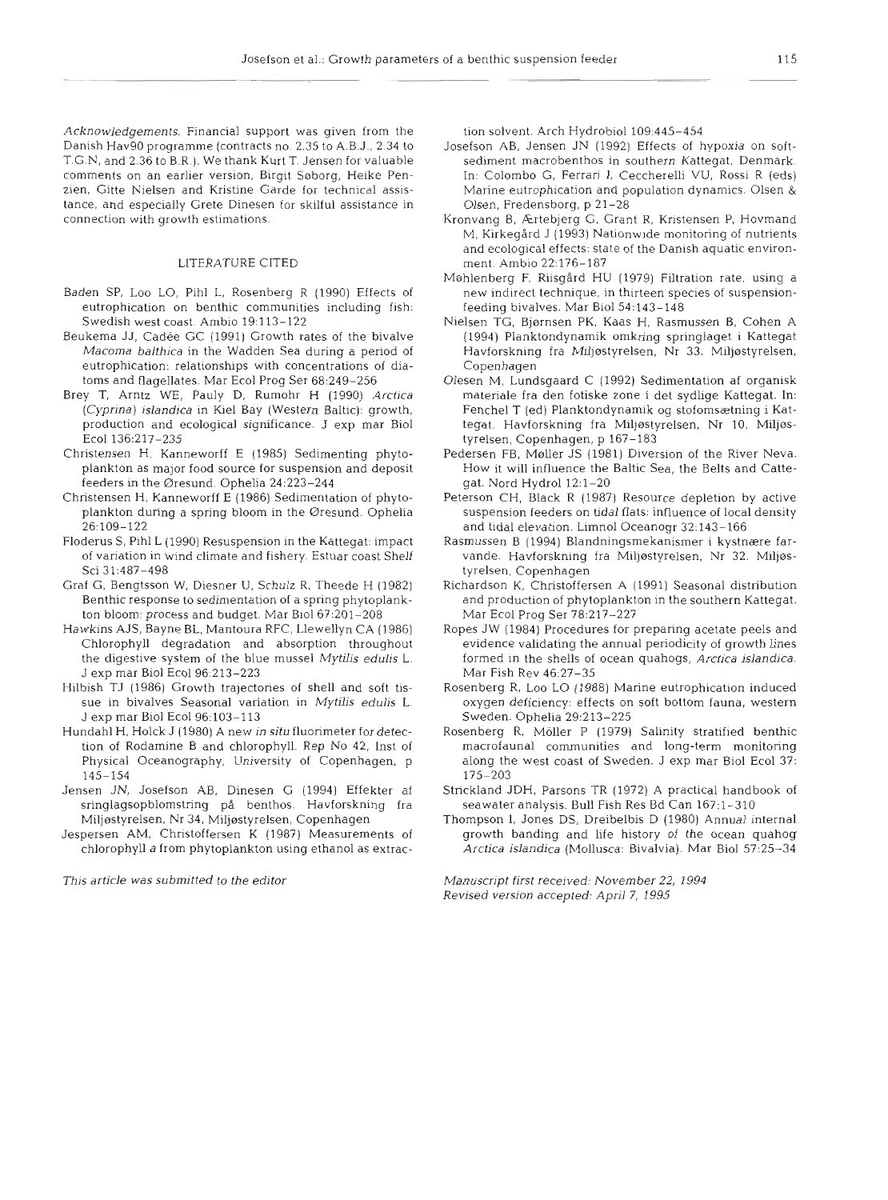*Acknowledgements.* Financial support was given from the Danish Hav90 programme (contracts no. 2.35 to A.B.J., 2.34 to T.G.N, and 2.36 to B.R.). We thank Kurt T. Jensen for valuable comments on an earlier version, Birgit Søborg, Heike Penzien, Gitte Nielsen and Kristine Garde for technical assistance, and especially Grete Dinesen for skilful assistance in connection with growth estimations.

## LITERATURE CITED

Baden SP, Loo LO, Pihl L, Rosenberg R (1990) Effects of eutrophication on benthic communities including fish: Swedish west coast. Ambio 19:113–122

Beukema JJ, Cadée GC (1991) Growth rates of the bivalve *Macoma balthica* in the Wadden Sea during a period of eutrophication: relationships with concentrations of diatoms and flagellates. Mar Ecol Prog Ser 68:249–256

Brey T, Arntz WE, Pauly D, Rumohr H (1990) *Arctica* (*Cyprina*) *islandica* in Kiel Bay (Western Baltic): growth, production and ecological significance. J exp mar Biol Ecol 136:217–235

Christensen H, Kanneworff E (1985) Sedimenting phytoplankton as major food source for suspension and deposit feeders in the Øresund. Ophelia 24:223–244

Christensen H, Kanneworff E (1986) Sedimentation of phytoplankton during a spring bloom in the Øresund. Ophelia 26:109–122

Floderus S, Pihl L (1990) Resuspension in the Kattegat: impact of variation in wind climate and fishery. Estuar coast Shelf Sci 31:487–498

Graf G, Bengtsson W, Diesner U, Schulz R, Theede H (1982) Benthic response to sedimentation of a spring phytoplankton bloom: process and budget. Mar Biol 67:201–208

Hawkins AJS, Bayne BL, Mantoura RFC, Llewellyn CA (1986) Chlorophyll degradation and absorption throughout the digestive system of the blue mussel *Mytilis edulis* L. J exp mar Biol Ecol 96:213–223

Hilbish TJ (1986) Growth trajectories of shell and soft tissue in bivalves Seasonal variation in *Mytilis edulis* L. J exp mar Biol Ecol 96:103–113

Hundahl H, Holck J (1980) A new *in situ* fluorimeter for detection of Rodamine B and chlorophyll. Rep No 42, Inst of Physical Oceanography, University of Copenhagen, p 145–154

Jensen JN, Josefson AB, Dinesen G (1994) Effekter af springlagsopblomstring på benthos. Havforskning fra Miljøstyrelsen, Nr 34, Miljøstyrelsen, Copenhagen

Jespersen AM, Christoffersen K (1987) Measurements of chlorophyll *a* from phytoplankton using ethanol as extraction solvent. Arch Hydrobiol 109:445–454

Josefson AB, Jensen JN (1992) Effects of hypoxia on soft-sediment macrobenthos in southern Kattegat, Denmark. In: Colombo G, Ferrari I, Ceccherelli VU, Rossi R (eds) Marine eutrophication and population dynamics. Olsen & Olsen, Fredensborg, p 21–28

Kronvang B, Ærtebjerg G, Grant R, Kristensen P, Hovmand M, Kirkegård J (1993) Nationwide monitoring of nutrients and ecological effects: state of the Danish aquatic environment. Ambio 22:176–187

Møhlenberg F, Riisgård HU (1979) Filtration rate, using a new indirect technique, in thirteen species of suspension-feeding bivalves. Mar Biol 54:143–148

Nielsen TG, Bjørnsen PK, Kaas H, Rasmussen B, Cohen A (1994) Planktondynamik omkring springlaget i Kattegat Havforskning fra Miljøstyrelsen, Nr 33. Miljøstyrelsen, Copenhagen

Olesen M, Lundsgaard C (1992) Sedimentation af organisk materiale fra den fotiske zone i det sydlige Kattegat. In: Fenchel T (ed) Planktondynamik og stofomsætning i Kattegat. Havforskning fra Miljøstyrelsen, Nr 10, Miljøstyrelsen, Copenhagen, p 167–183

Pedersen FB, Møller JS (1981) Diversion of the River Neva. How it will influence the Baltic Sea, the Belts and Cattegat. Nord Hydrol 12:1–20

Peterson CH, Black R (1987) Resource depletion by active suspension feeders on tidal flats: influence of local density and tidal elevation. Limnol Oceanogr 32:143–166

Rasmussen B (1994) Blandningsmekanismer i kystnære farvande. Havforskning fra Miljøstyrelsen, Nr 32. Miljøstyrelsen, Copenhagen

Richardson K, Christoffersen A (1991) Seasonal distribution and production of phytoplankton in the southern Kattegat. Mar Ecol Prog Ser 78:217–227

Ropes JW (1984) Procedures for preparing acetate peels and evidence validating the annual periodicity of growth lines formed in the shells of ocean quahogs, *Arctica islandica*. Mar Fish Rev 46:27–35

Rosenberg R, Loo LO (1988) Marine eutrophication induced oxygen deficiency: effects on soft bottom fauna, western Sweden. Ophelia 29:213–225

Rosenberg R, Möller P (1979) Salinity stratified benthic macrofaunal communities and long-term monitoring along the west coast of Sweden. J exp mar Biol Ecol 37: 175–203

Strickland JDH, Parsons TR (1972) A practical handbook of seawater analysis. Bull Fish Res Bd Can 167:1–310

Thompson I, Jones DS, Dreibelbis D (1980) Annual internal growth banding and life history of the ocean quahog *Arctica islandica* (Mollusca: Bivalvia). Mar Biol 57:25–34

*This article was submitted to the editor*

*Manuscript first received: November 22, 1994*
*Revised version accepted: April 7, 1995*